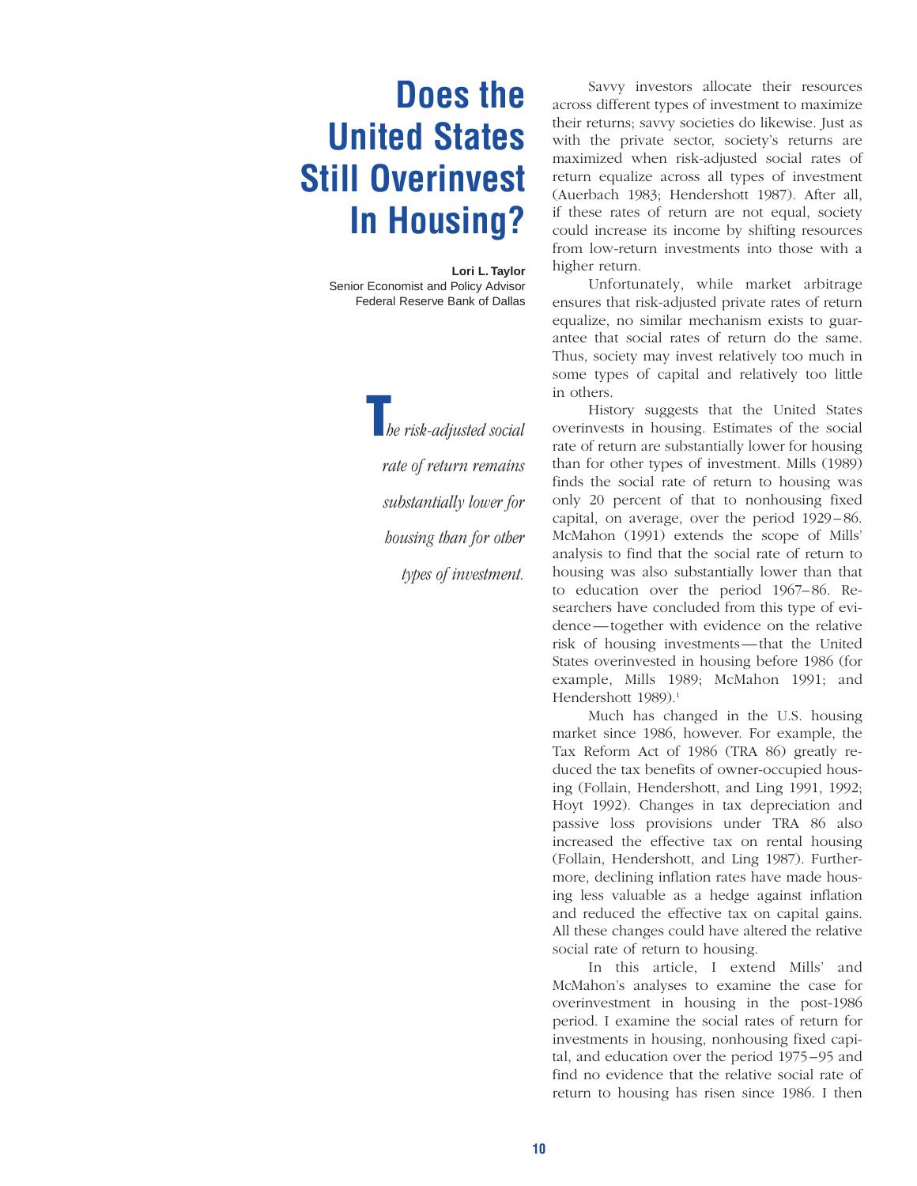# Does the United States Still Overinvest In Housing?

**Lori L. Taylor**
Senior Economist and Policy Advisor
Federal Reserve Bank of Dallas

*The risk-adjusted social rate of return remains substantially lower for housing than for other types of investment.*

Savvy investors allocate their resources across different types of investment to maximize their returns; savvy societies do likewise. Just as with the private sector, society's returns are maximized when risk-adjusted social rates of return equalize across all types of investment (Auerbach 1983; Hendershott 1987). After all, if these rates of return are not equal, society could increase its income by shifting resources from low-return investments into those with a higher return.

Unfortunately, while market arbitrage ensures that risk-adjusted private rates of return equalize, no similar mechanism exists to guarantee that social rates of return do the same. Thus, society may invest relatively too much in some types of capital and relatively too little in others.

History suggests that the United States overinvests in housing. Estimates of the social rate of return are substantially lower for housing than for other types of investment. Mills (1989) finds the social rate of return to housing was only 20 percent of that to nonhousing fixed capital, on average, over the period 1929–86. McMahon (1991) extends the scope of Mills' analysis to find that the social rate of return to housing was also substantially lower than that to education over the period 1967–86. Researchers have concluded from this type of evidence—together with evidence on the relative risk of housing investments—that the United States overinvested in housing before 1986 (for example, Mills 1989; McMahon 1991; and Hendershott 1989).[1]

Much has changed in the U.S. housing market since 1986, however. For example, the Tax Reform Act of 1986 (TRA 86) greatly reduced the tax benefits of owner-occupied housing (Follain, Hendershott, and Ling 1991, 1992; Hoyt 1992). Changes in tax depreciation and passive loss provisions under TRA 86 also increased the effective tax on rental housing (Follain, Hendershott, and Ling 1987). Furthermore, declining inflation rates have made housing less valuable as a hedge against inflation and reduced the effective tax on capital gains. All these changes could have altered the relative social rate of return to housing.

In this article, I extend Mills' and McMahon's analyses to examine the case for overinvestment in housing in the post-1986 period. I examine the social rates of return for investments in housing, nonhousing fixed capital, and education over the period 1975–95 and find no evidence that the relative social rate of return to housing has risen since 1986. I then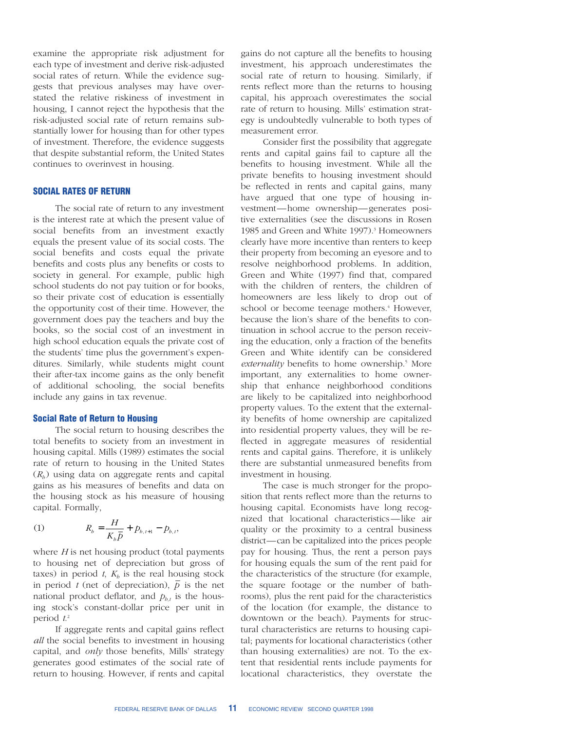examine the appropriate risk adjustment for each type of investment and derive risk-adjusted social rates of return. While the evidence suggests that previous analyses may have overstated the relative riskiness of investment in housing, I cannot reject the hypothesis that the risk-adjusted social rate of return remains substantially lower for housing than for other types of investment. Therefore, the evidence suggests that despite substantial reform, the United States continues to overinvest in housing.

## SOCIAL RATES OF RETURN

The social rate of return to any investment is the interest rate at which the present value of social benefits from an investment exactly equals the present value of its social costs. The social benefits and costs equal the private benefits and costs plus any benefits or costs to society in general. For example, public high school students do not pay tuition or for books, so their private cost of education is essentially the opportunity cost of their time. However, the government does pay the teachers and buy the books, so the social cost of an investment in high school education equals the private cost of the students' time plus the government's expenditures. Similarly, while students might count their after-tax income gains as the only benefit of additional schooling, the social benefits include any gains in tax revenue.

### Social Rate of Return to Housing

The social return to housing describes the total benefits to society from an investment in housing capital. Mills (1989) estimates the social rate of return to housing in the United States ($R_h$) using data on aggregate rents and capital gains as his measures of benefits and data on the housing stock as his measure of housing capital. Formally,

$$(1) \qquad R_h = \frac{H}{K_h \bar{p}} + p_{h,t+1} - p_{h,t},$$

where $H$ is net housing product (total payments to housing net of depreciation but gross of taxes) in period $t$, $K_h$ is the real housing stock in period $t$ (net of depreciation), $\bar{p}$ is the net national product deflator, and $p_{h,t}$ is the housing stock's constant-dollar price per unit in period $t$.[2]

If aggregate rents and capital gains reflect *all* the social benefits to investment in housing capital, and *only* those benefits, Mills' strategy generates good estimates of the social rate of return to housing. However, if rents and capital gains do not capture all the benefits to housing investment, his approach underestimates the social rate of return to housing. Similarly, if rents reflect more than the returns to housing capital, his approach overestimates the social rate of return to housing. Mills' estimation strategy is undoubtedly vulnerable to both types of measurement error.

Consider first the possibility that aggregate rents and capital gains fail to capture all the benefits to housing investment. While all the private benefits to housing investment should be reflected in rents and capital gains, many have argued that one type of housing investment—home ownership—generates positive externalities (see the discussions in Rosen 1985 and Green and White 1997).[3] Homeowners clearly have more incentive than renters to keep their property from becoming an eyesore and to resolve neighborhood problems. In addition, Green and White (1997) find that, compared with the children of renters, the children of homeowners are less likely to drop out of school or become teenage mothers.[4] However, because the lion's share of the benefits to continuation in school accrue to the person receiving the education, only a fraction of the benefits Green and White identify can be considered *externality* benefits to home ownership.[5] More important, any externalities to home ownership that enhance neighborhood conditions are likely to be capitalized into neighborhood property values. To the extent that the externality benefits of home ownership are capitalized into residential property values, they will be reflected in aggregate measures of residential rents and capital gains. Therefore, it is unlikely there are substantial unmeasured benefits from investment in housing.

The case is much stronger for the proposition that rents reflect more than the returns to housing capital. Economists have long recognized that locational characteristics—like air quality or the proximity to a central business district—can be capitalized into the prices people pay for housing. Thus, the rent a person pays for housing equals the sum of the rent paid for the characteristics of the structure (for example, the square footage or the number of bathrooms), plus the rent paid for the characteristics of the location (for example, the distance to downtown or the beach). Payments for structural characteristics are returns to housing capital; payments for locational characteristics (other than housing externalities) are not. To the extent that residential rents include payments for locational characteristics, they overstate the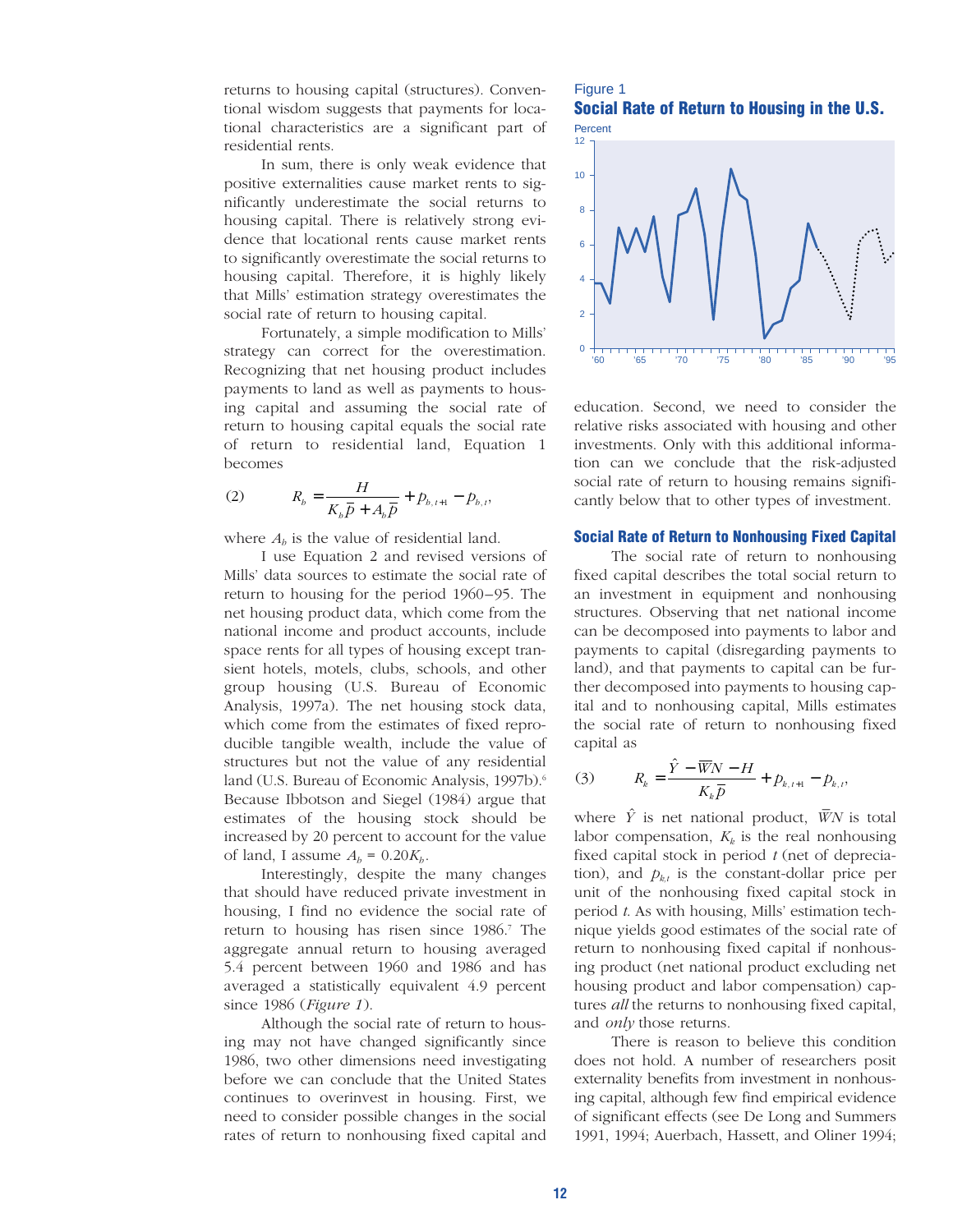returns to housing capital (structures). Conventional wisdom suggests that payments for locational characteristics are a significant part of residential rents.

In sum, there is only weak evidence that positive externalities cause market rents to significantly underestimate the social returns to housing capital. There is relatively strong evidence that locational rents cause market rents to significantly overestimate the social returns to housing capital. Therefore, it is highly likely that Mills' estimation strategy overestimates the social rate of return to housing capital.

Fortunately, a simple modification to Mills' strategy can correct for the overestimation. Recognizing that net housing product includes payments to land as well as payments to housing capital and assuming the social rate of return to housing capital equals the social rate of return to residential land, Equation 1 becomes

$$(2) \qquad R_h = \frac{H}{K_h \bar{p} + A_h \bar{p}} + p_{h,t+1} - p_{h,t},$$

where $A_h$ is the value of residential land.

I use Equation 2 and revised versions of Mills' data sources to estimate the social rate of return to housing for the period 1960–95. The net housing product data, which come from the national income and product accounts, include space rents for all types of housing except transient hotels, motels, clubs, schools, and other group housing (U.S. Bureau of Economic Analysis, 1997a). The net housing stock data, which come from the estimates of fixed reproducible tangible wealth, include the value of structures but not the value of any residential land (U.S. Bureau of Economic Analysis, 1997b).[6] Because Ibbotson and Siegel (1984) argue that estimates of the housing stock should be increased by 20 percent to account for the value of land, I assume $A_h = 0.20K_h$.

Interestingly, despite the many changes that should have reduced private investment in housing, I find no evidence the social rate of return to housing has risen since 1986.[7] The aggregate annual return to housing averaged 5.4 percent between 1960 and 1986 and has averaged a statistically equivalent 4.9 percent since 1986 (*Figure 1*).

Although the social rate of return to housing may not have changed significantly since 1986, two other dimensions need investigating before we can conclude that the United States continues to overinvest in housing. First, we need to consider possible changes in the social rates of return to nonhousing fixed capital and education. Second, we need to consider the relative risks associated with housing and other investments. Only with this additional information can we conclude that the risk-adjusted social rate of return to housing remains significantly below that to other types of investment.

Figure 1

**Social Rate of Return to Housing in the U.S.**

Percent

12
10
8
6
4
2
0

'60 '65 '70 '75 '80 '85 '90 '95

## Social Rate of Return to Nonhousing Fixed Capital

The social rate of return to nonhousing fixed capital describes the total social return to an investment in equipment and nonhousing structures. Observing that net national income can be decomposed into payments to labor and payments to capital (disregarding payments to land), and that payments to capital can be further decomposed into payments to housing capital and to nonhousing capital, Mills estimates the social rate of return to nonhousing fixed capital as

$$(3) \qquad R_k = \frac{\hat{Y} - \overline{W}N - H}{K_k \bar{p}} + p_{k,t+1} - p_{k,t},$$

where $\hat{Y}$ is net national product, $\overline{W}N$ is total labor compensation, $K_k$ is the real nonhousing fixed capital stock in period $t$ (net of depreciation), and $p_{k,t}$ is the constant-dollar price per unit of the nonhousing fixed capital stock in period $t$. As with housing, Mills' estimation technique yields good estimates of the social rate of return to nonhousing fixed capital if nonhousing product (net national product excluding net housing product and labor compensation) captures *all* the returns to nonhousing fixed capital, and *only* those returns.

There is reason to believe this condition does not hold. A number of researchers posit externality benefits from investment in nonhousing capital, although few find empirical evidence of significant effects (see De Long and Summers 1991, 1994; Auerbach, Hassett, and Oliner 1994;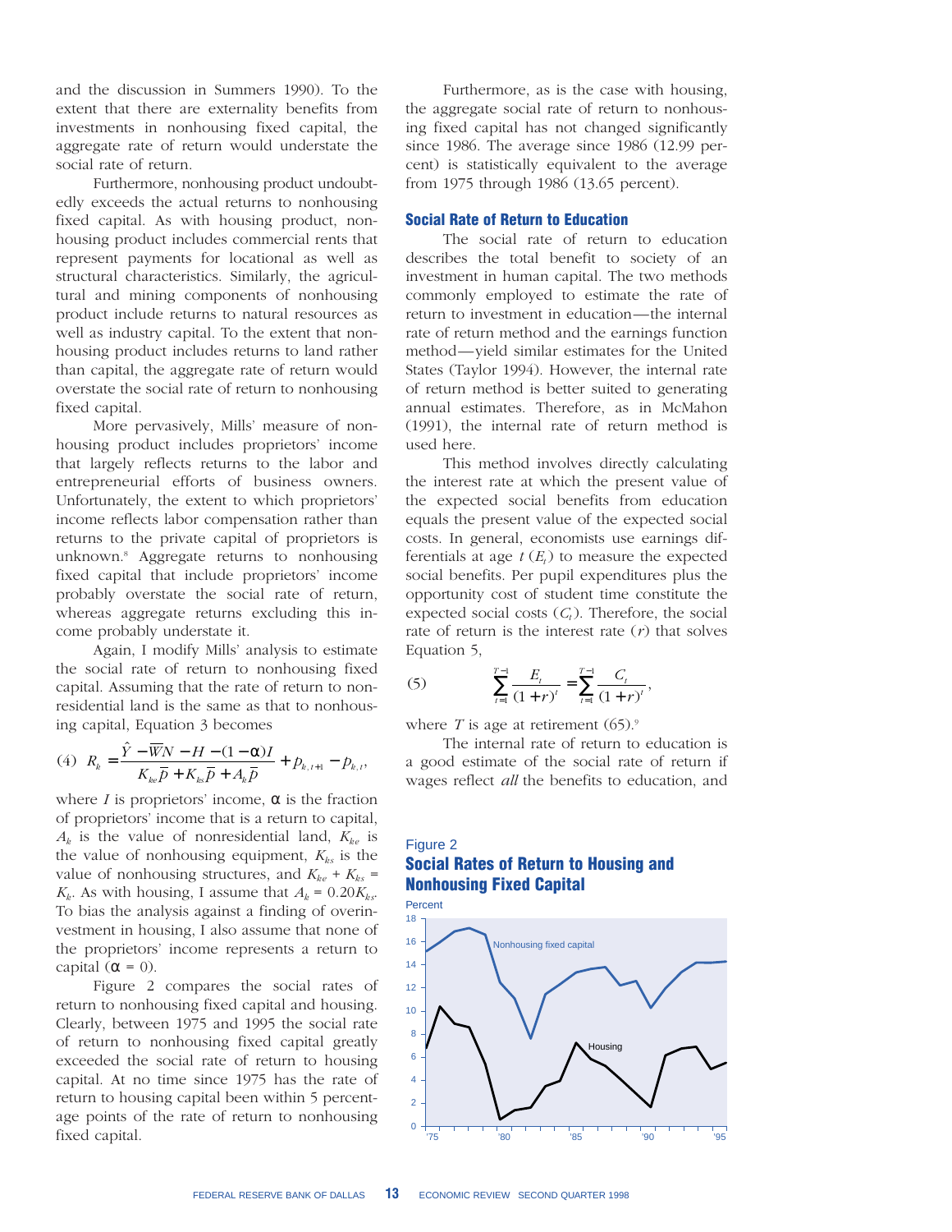and the discussion in Summers 1990). To the extent that there are externality benefits from investments in nonhousing fixed capital, the aggregate rate of return would understate the social rate of return.

Furthermore, nonhousing product undoubtedly exceeds the actual returns to nonhousing fixed capital. As with housing product, nonhousing product includes commercial rents that represent payments for locational as well as structural characteristics. Similarly, the agricultural and mining components of nonhousing product include returns to natural resources as well as industry capital. To the extent that nonhousing product includes returns to land rather than capital, the aggregate rate of return would overstate the social rate of return to nonhousing fixed capital.

More pervasively, Mills' measure of nonhousing product includes proprietors' income that largely reflects returns to the labor and entrepreneurial efforts of business owners. Unfortunately, the extent to which proprietors' income reflects labor compensation rather than returns to the private capital of proprietors is unknown.[8] Aggregate returns to nonhousing fixed capital that include proprietors' income probably overstate the social rate of return, whereas aggregate returns excluding this income probably understate it.

Again, I modify Mills' analysis to estimate the social rate of return to nonhousing fixed capital. Assuming that the rate of return to nonresidential land is the same as that to nonhousing capital, Equation 3 becomes

$$(4)\quad R_k = \frac{\hat{Y} - \overline{W}N - H - (1-\alpha)I}{K_{ke}\overline{p} + K_{ks}\overline{p} + A_k\overline{p}} + p_{k,t+1} - p_{k,t},$$

where $I$ is proprietors' income, $\alpha$ is the fraction of proprietors' income that is a return to capital, $A_k$ is the value of nonresidential land, $K_{ke}$ is the value of nonhousing equipment, $K_{ks}$ is the value of nonhousing structures, and $K_{ke} + K_{ks} = K_k$. As with housing, I assume that $A_k = 0.20K_{ks}$. To bias the analysis against a finding of overinvestment in housing, I also assume that none of the proprietors' income represents a return to capital ($\alpha = 0$).

Figure 2 compares the social rates of return to nonhousing fixed capital and housing. Clearly, between 1975 and 1995 the social rate of return to nonhousing fixed capital greatly exceeded the social rate of return to housing capital. At no time since 1975 has the rate of return to housing capital been within 5 percentage points of the rate of return to nonhousing fixed capital.

Furthermore, as is the case with housing, the aggregate social rate of return to nonhousing fixed capital has not changed significantly since 1986. The average since 1986 (12.99 percent) is statistically equivalent to the average from 1975 through 1986 (13.65 percent).

## Social Rate of Return to Education

The social rate of return to education describes the total benefit to society of an investment in human capital. The two methods commonly employed to estimate the rate of return to investment in education—the internal rate of return method and the earnings function method—yield similar estimates for the United States (Taylor 1994). However, the internal rate of return method is better suited to generating annual estimates. Therefore, as in McMahon (1991), the internal rate of return method is used here.

This method involves directly calculating the interest rate at which the present value of the expected social benefits from education equals the present value of the expected social costs. In general, economists use earnings differentials at age $t$ ($E_t$) to measure the expected social benefits. Per pupil expenditures plus the opportunity cost of student time constitute the expected social costs ($C_t$). Therefore, the social rate of return is the interest rate ($r$) that solves Equation 5,

$$(5)\qquad \sum_{t=1}^{T-1} \frac{E_t}{(1+r)^t} = \sum_{t=1}^{T-1} \frac{C_t}{(1+r)^t},$$

where $T$ is age at retirement (65).[9]

The internal rate of return to education is a good estimate of the social rate of return if wages reflect *all* the benefits to education, and

Figure 2
**Social Rates of Return to Housing and Nonhousing Fixed Capital**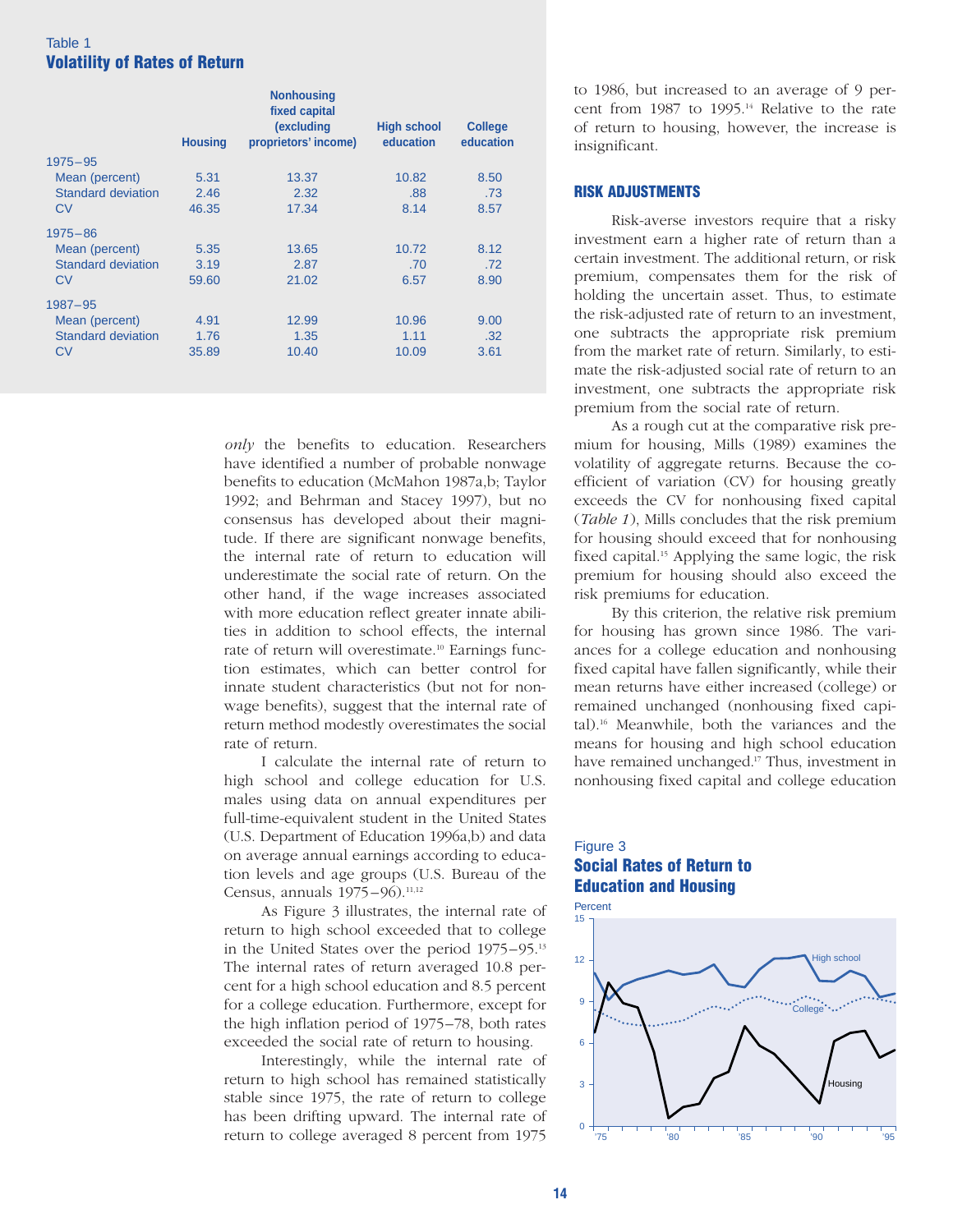Table 1

**Volatility of Rates of Return**

| | Housing | Nonhousing fixed capital (excluding proprietors' income) | High school education | College education |
|---|---|---|---|---|
| 1975–95 | | | | |
| Mean (percent) | 5.31 | 13.37 | 10.82 | 8.50 |
| Standard deviation | 2.46 | 2.32 | .88 | .73 |
| CV | 46.35 | 17.34 | 8.14 | 8.57 |
| 1975–86 | | | | |
| Mean (percent) | 5.35 | 13.65 | 10.72 | 8.12 |
| Standard deviation | 3.19 | 2.87 | .70 | .72 |
| CV | 59.60 | 21.02 | 6.57 | 8.90 |
| 1987–95 | | | | |
| Mean (percent) | 4.91 | 12.99 | 10.96 | 9.00 |
| Standard deviation | 1.76 | 1.35 | 1.11 | .32 |
| CV | 35.89 | 10.40 | 10.09 | 3.61 |

*only* the benefits to education. Researchers have identified a number of probable nonwage benefits to education (McMahon 1987a,b; Taylor 1992; and Behrman and Stacey 1997), but no consensus has developed about their magnitude. If there are significant nonwage benefits, the internal rate of return to education will underestimate the social rate of return. On the other hand, if the wage increases associated with more education reflect greater innate abilities in addition to school effects, the internal rate of return will overestimate.[10] Earnings function estimates, which can better control for innate student characteristics (but not for nonwage benefits), suggest that the internal rate of return method modestly overestimates the social rate of return.

I calculate the internal rate of return to high school and college education for U.S. males using data on annual expenditures per full-time-equivalent student in the United States (U.S. Department of Education 1996a,b) and data on average annual earnings according to education levels and age groups (U.S. Bureau of the Census, annuals 1975–96).[11,12]

As Figure 3 illustrates, the internal rate of return to high school exceeded that to college in the United States over the period 1975–95.[13] The internal rates of return averaged 10.8 percent for a high school education and 8.5 percent for a college education. Furthermore, except for the high inflation period of 1975–78, both rates exceeded the social rate of return to housing.

Interestingly, while the internal rate of return to high school has remained statistically stable since 1975, the rate of return to college has been drifting upward. The internal rate of return to college averaged 8 percent from 1975 to 1986, but increased to an average of 9 percent from 1987 to 1995.[14] Relative to the rate of return to housing, however, the increase is insignificant.

## RISK ADJUSTMENTS

Risk-averse investors require that a risky investment earn a higher rate of return than a certain investment. The additional return, or risk premium, compensates them for the risk of holding the uncertain asset. Thus, to estimate the risk-adjusted rate of return to an investment, one subtracts the appropriate risk premium from the market rate of return. Similarly, to estimate the risk-adjusted social rate of return to an investment, one subtracts the appropriate risk premium from the social rate of return.

As a rough cut at the comparative risk premium for housing, Mills (1989) examines the volatility of aggregate returns. Because the coefficient of variation (CV) for housing greatly exceeds the CV for nonhousing fixed capital (*Table 1*), Mills concludes that the risk premium for housing should exceed that for nonhousing fixed capital.[15] Applying the same logic, the risk premium for housing should also exceed the risk premiums for education.

By this criterion, the relative risk premium for housing has grown since 1986. The variances for a college education and nonhousing fixed capital have fallen significantly, while their mean returns have either increased (college) or remained unchanged (nonhousing fixed capital).[16] Meanwhile, both the variances and the means for housing and high school education have remained unchanged.[17] Thus, investment in nonhousing fixed capital and college education

Figure 3

**Social Rates of Return to Education and Housing**

Percent
15
12
9
6
3
0
'75 '80 '85 '90 '95
High school
College
Housing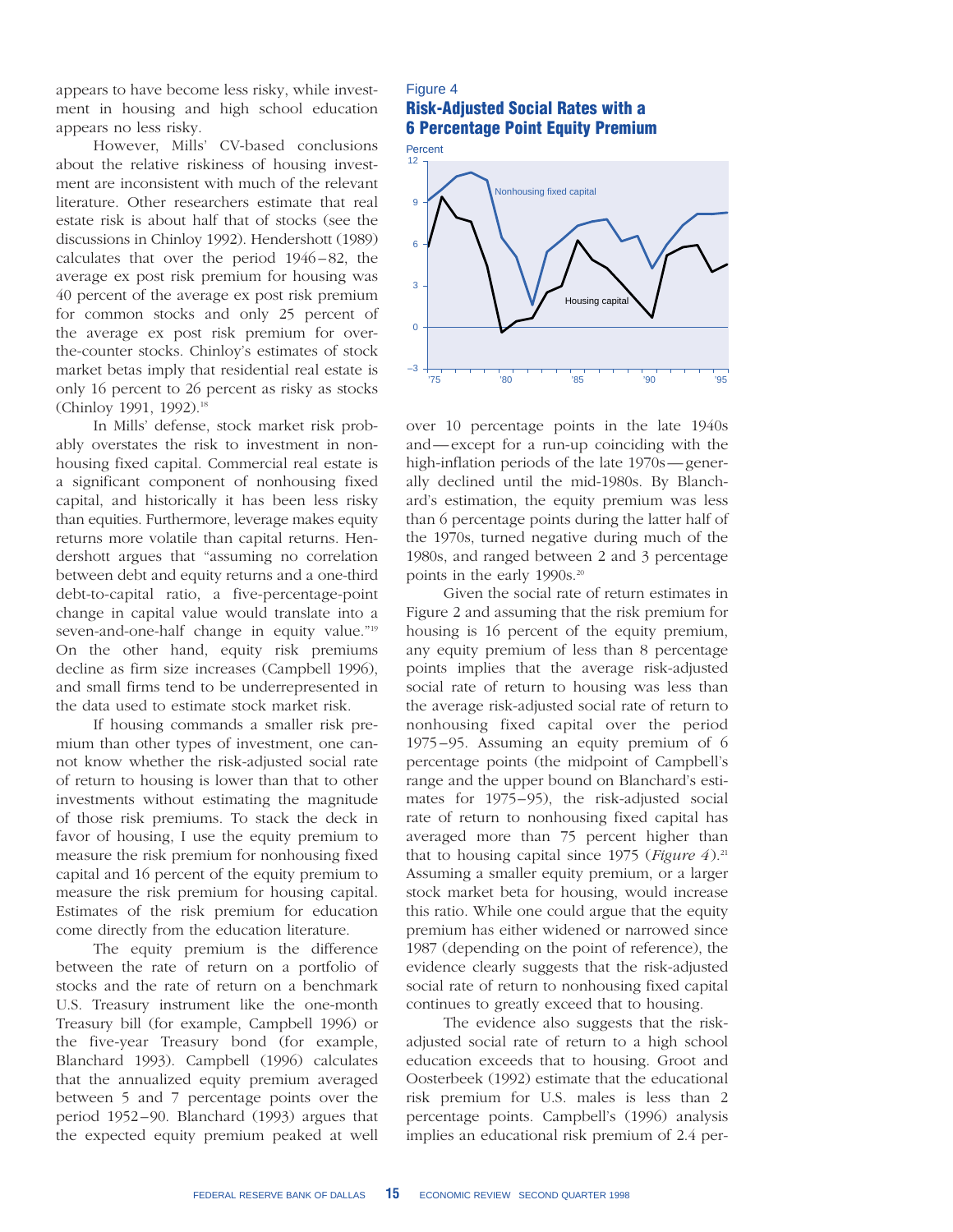appears to have become less risky, while investment in housing and high school education appears no less risky.

However, Mills' CV-based conclusions about the relative riskiness of housing investment are inconsistent with much of the relevant literature. Other researchers estimate that real estate risk is about half that of stocks (see the discussions in Chinloy 1992). Hendershott (1989) calculates that over the period 1946–82, the average ex post risk premium for housing was 40 percent of the average ex post risk premium for common stocks and only 25 percent of the average ex post risk premium for over-the-counter stocks. Chinloy's estimates of stock market betas imply that residential real estate is only 16 percent to 26 percent as risky as stocks (Chinloy 1991, 1992).[18]

In Mills' defense, stock market risk probably overstates the risk to investment in nonhousing fixed capital. Commercial real estate is a significant component of nonhousing fixed capital, and historically it has been less risky than equities. Furthermore, leverage makes equity returns more volatile than capital returns. Hendershott argues that "assuming no correlation between debt and equity returns and a one-third debt-to-capital ratio, a five-percentage-point change in capital value would translate into a seven-and-one-half change in equity value."[19] On the other hand, equity risk premiums decline as firm size increases (Campbell 1996), and small firms tend to be underrepresented in the data used to estimate stock market risk.

If housing commands a smaller risk premium than other types of investment, one cannot know whether the risk-adjusted social rate of return to housing is lower than that to other investments without estimating the magnitude of those risk premiums. To stack the deck in favor of housing, I use the equity premium to measure the risk premium for nonhousing fixed capital and 16 percent of the equity premium to measure the risk premium for housing capital. Estimates of the risk premium for education come directly from the education literature.

The equity premium is the difference between the rate of return on a portfolio of stocks and the rate of return on a benchmark U.S. Treasury instrument like the one-month Treasury bill (for example, Campbell 1996) or the five-year Treasury bond (for example, Blanchard 1993). Campbell (1996) calculates that the annualized equity premium averaged between 5 and 7 percentage points over the period 1952–90. Blanchard (1993) argues that the expected equity premium peaked at well

Figure 4

**Risk-Adjusted Social Rates with a 6 Percentage Point Equity Premium**

Percent

12
9
6
3
0
–3

'75
'80
'85
'90
'95

Nonhousing fixed capital

Housing capital

over 10 percentage points in the late 1940s and—except for a run-up coinciding with the high-inflation periods of the late 1970s—generally declined until the mid-1980s. By Blanchard's estimation, the equity premium was less than 6 percentage points during the latter half of the 1970s, turned negative during much of the 1980s, and ranged between 2 and 3 percentage points in the early 1990s.[20]

Given the social rate of return estimates in Figure 2 and assuming that the risk premium for housing is 16 percent of the equity premium, any equity premium of less than 8 percentage points implies that the average risk-adjusted social rate of return to housing was less than the average risk-adjusted social rate of return to nonhousing fixed capital over the period 1975–95. Assuming an equity premium of 6 percentage points (the midpoint of Campbell's range and the upper bound on Blanchard's estimates for 1975–95), the risk-adjusted social rate of return to nonhousing fixed capital has averaged more than 75 percent higher than that to housing capital since 1975 (*Figure 4*).[21] Assuming a smaller equity premium, or a larger stock market beta for housing, would increase this ratio. While one could argue that the equity premium has either widened or narrowed since 1987 (depending on the point of reference), the evidence clearly suggests that the risk-adjusted social rate of return to nonhousing fixed capital continues to greatly exceed that to housing.

The evidence also suggests that the risk-adjusted social rate of return to a high school education exceeds that to housing. Groot and Oosterbeek (1992) estimate that the educational risk premium for U.S. males is less than 2 percentage points. Campbell's (1996) analysis implies an educational risk premium of 2.4 per-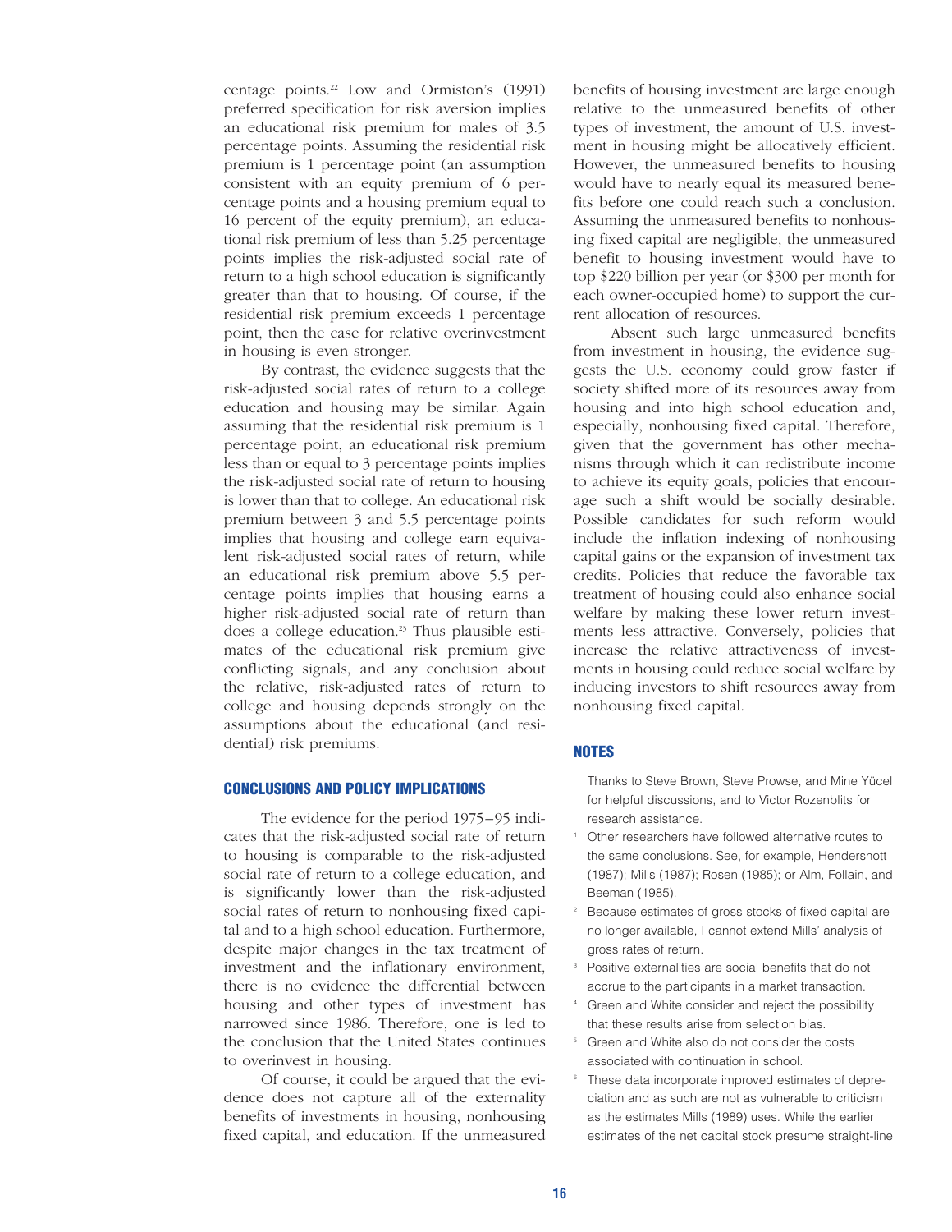centage points.[22] Low and Ormiston's (1991) preferred specification for risk aversion implies an educational risk premium for males of 3.5 percentage points. Assuming the residential risk premium is 1 percentage point (an assumption consistent with an equity premium of 6 percentage points and a housing premium equal to 16 percent of the equity premium), an educational risk premium of less than 5.25 percentage points implies the risk-adjusted social rate of return to a high school education is significantly greater than that to housing. Of course, if the residential risk premium exceeds 1 percentage point, then the case for relative overinvestment in housing is even stronger.

By contrast, the evidence suggests that the risk-adjusted social rates of return to a college education and housing may be similar. Again assuming that the residential risk premium is 1 percentage point, an educational risk premium less than or equal to 3 percentage points implies the risk-adjusted social rate of return to housing is lower than that to college. An educational risk premium between 3 and 5.5 percentage points implies that housing and college earn equivalent risk-adjusted social rates of return, while an educational risk premium above 5.5 percentage points implies that housing earns a higher risk-adjusted social rate of return than does a college education.[23] Thus plausible estimates of the educational risk premium give conflicting signals, and any conclusion about the relative, risk-adjusted rates of return to college and housing depends strongly on the assumptions about the educational (and residential) risk premiums.

## CONCLUSIONS AND POLICY IMPLICATIONS

The evidence for the period 1975–95 indicates that the risk-adjusted social rate of return to housing is comparable to the risk-adjusted social rate of return to a college education, and is significantly lower than the risk-adjusted social rates of return to nonhousing fixed capital and to a high school education. Furthermore, despite major changes in the tax treatment of investment and the inflationary environment, there is no evidence the differential between housing and other types of investment has narrowed since 1986. Therefore, one is led to the conclusion that the United States continues to overinvest in housing.

Of course, it could be argued that the evidence does not capture all of the externality benefits of investments in housing, nonhousing fixed capital, and education. If the unmeasured benefits of housing investment are large enough relative to the unmeasured benefits of other types of investment, the amount of U.S. investment in housing might be allocatively efficient. However, the unmeasured benefits to housing would have to nearly equal its measured benefits before one could reach such a conclusion. Assuming the unmeasured benefits to nonhousing fixed capital are negligible, the unmeasured benefit to housing investment would have to top $220 billion per year (or $300 per month for each owner-occupied home) to support the current allocation of resources.

Absent such large unmeasured benefits from investment in housing, the evidence suggests the U.S. economy could grow faster if society shifted more of its resources away from housing and into high school education and, especially, nonhousing fixed capital. Therefore, given that the government has other mechanisms through which it can redistribute income to achieve its equity goals, policies that encourage such a shift would be socially desirable. Possible candidates for such reform would include the inflation indexing of nonhousing capital gains or the expansion of investment tax credits. Policies that reduce the favorable tax treatment of housing could also enhance social welfare by making these lower return investments less attractive. Conversely, policies that increase the relative attractiveness of investments in housing could reduce social welfare by inducing investors to shift resources away from nonhousing fixed capital.

## NOTES

Thanks to Steve Brown, Steve Prowse, and Mine Yücel for helpful discussions, and to Victor Rozenblits for research assistance.

1. Other researchers have followed alternative routes to the same conclusions. See, for example, Hendershott (1987); Mills (1987); Rosen (1985); or Alm, Follain, and Beeman (1985).
2. Because estimates of gross stocks of fixed capital are no longer available, I cannot extend Mills' analysis of gross rates of return.
3. Positive externalities are social benefits that do not accrue to the participants in a market transaction.
4. Green and White consider and reject the possibility that these results arise from selection bias.
5. Green and White also do not consider the costs associated with continuation in school.
6. These data incorporate improved estimates of depreciation and as such are not as vulnerable to criticism as the estimates Mills (1989) uses. While the earlier estimates of the net capital stock presume straight-line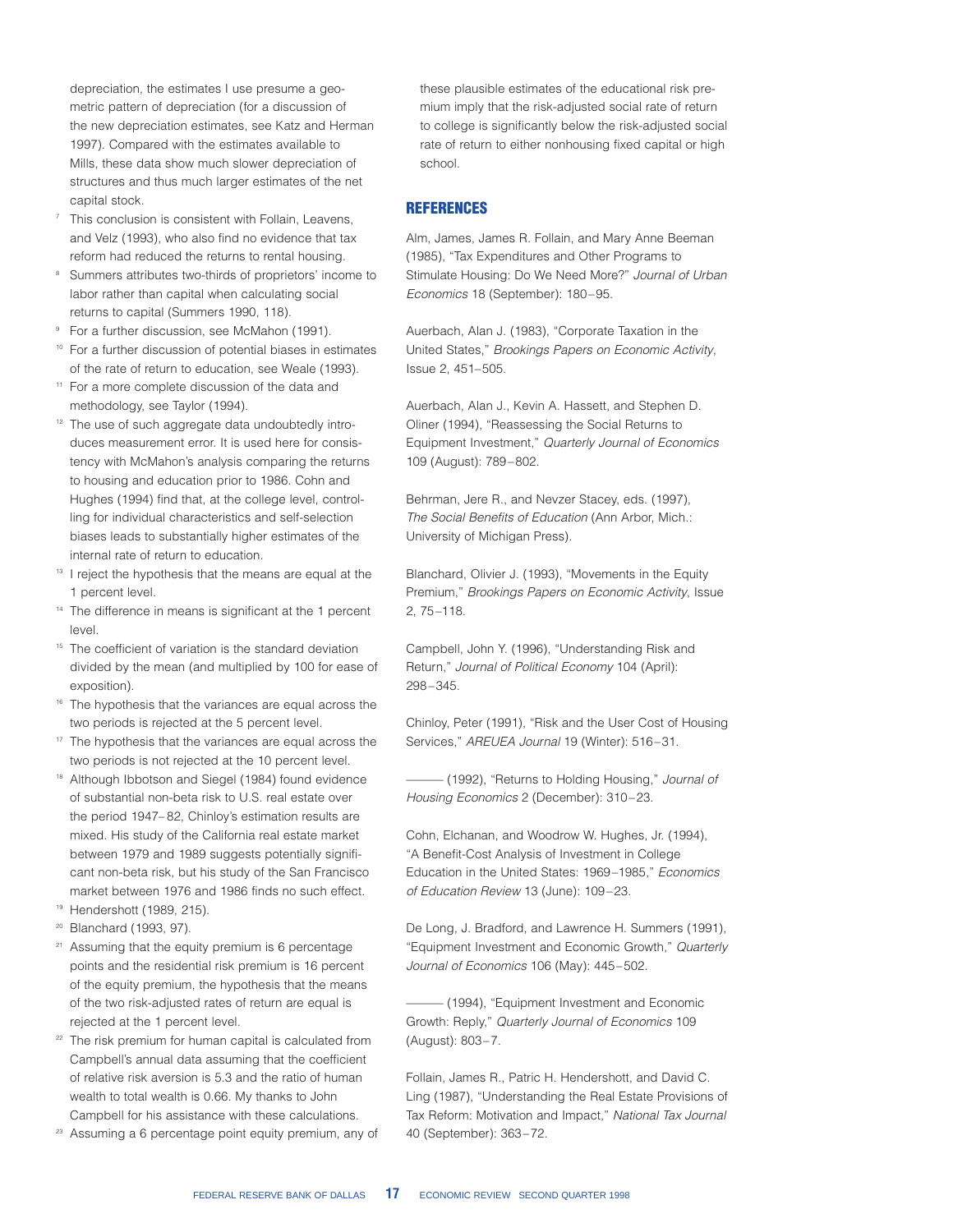depreciation, the estimates I use presume a geometric pattern of depreciation (for a discussion of the new depreciation estimates, see Katz and Herman 1997). Compared with the estimates available to Mills, these data show much slower depreciation of structures and thus much larger estimates of the net capital stock.

[7] This conclusion is consistent with Follain, Leavens, and Velz (1993), who also find no evidence that tax reform had reduced the returns to rental housing.

[8] Summers attributes two-thirds of proprietors' income to labor rather than capital when calculating social returns to capital (Summers 1990, 118).

[9] For a further discussion, see McMahon (1991).

[10] For a further discussion of potential biases in estimates of the rate of return to education, see Weale (1993).

[11] For a more complete discussion of the data and methodology, see Taylor (1994).

[12] The use of such aggregate data undoubtedly introduces measurement error. It is used here for consistency with McMahon's analysis comparing the returns to housing and education prior to 1986. Cohn and Hughes (1994) find that, at the college level, controlling for individual characteristics and self-selection biases leads to substantially higher estimates of the internal rate of return to education.

[13] I reject the hypothesis that the means are equal at the 1 percent level.

[14] The difference in means is significant at the 1 percent level.

[15] The coefficient of variation is the standard deviation divided by the mean (and multiplied by 100 for ease of exposition).

[16] The hypothesis that the variances are equal across the two periods is rejected at the 5 percent level.

[17] The hypothesis that the variances are equal across the two periods is not rejected at the 10 percent level.

[18] Although Ibbotson and Siegel (1984) found evidence of substantial non-beta risk to U.S. real estate over the period 1947–82, Chinloy's estimation results are mixed. His study of the California real estate market between 1979 and 1989 suggests potentially significant non-beta risk, but his study of the San Francisco market between 1976 and 1986 finds no such effect.

[19] Hendershott (1989, 215).

[20] Blanchard (1993, 97).

[21] Assuming that the equity premium is 6 percentage points and the residential risk premium is 16 percent of the equity premium, the hypothesis that the means of the two risk-adjusted rates of return are equal is rejected at the 1 percent level.

[22] The risk premium for human capital is calculated from Campbell's annual data assuming that the coefficient of relative risk aversion is 5.3 and the ratio of human wealth to total wealth is 0.66. My thanks to John Campbell for his assistance with these calculations.

[23] Assuming a 6 percentage point equity premium, any of these plausible estimates of the educational risk premium imply that the risk-adjusted social rate of return to college is significantly below the risk-adjusted social rate of return to either nonhousing fixed capital or high school.

## REFERENCES

Alm, James, James R. Follain, and Mary Anne Beeman (1985), "Tax Expenditures and Other Programs to Stimulate Housing: Do We Need More?" *Journal of Urban Economics* 18 (September): 180–95.

Auerbach, Alan J. (1983), "Corporate Taxation in the United States," *Brookings Papers on Economic Activity*, Issue 2, 451–505.

Auerbach, Alan J., Kevin A. Hassett, and Stephen D. Oliner (1994), "Reassessing the Social Returns to Equipment Investment," *Quarterly Journal of Economics* 109 (August): 789–802.

Behrman, Jere R., and Nevzer Stacey, eds. (1997), *The Social Benefits of Education* (Ann Arbor, Mich.: University of Michigan Press).

Blanchard, Olivier J. (1993), "Movements in the Equity Premium," *Brookings Papers on Economic Activity*, Issue 2, 75–118.

Campbell, John Y. (1996), "Understanding Risk and Return," *Journal of Political Economy* 104 (April): 298–345.

Chinloy, Peter (1991), "Risk and the User Cost of Housing Services," *AREUEA Journal* 19 (Winter): 516–31.

——— (1992), "Returns to Holding Housing," *Journal of Housing Economics* 2 (December): 310–23.

Cohn, Elchanan, and Woodrow W. Hughes, Jr. (1994), "A Benefit-Cost Analysis of Investment in College Education in the United States: 1969–1985," *Economics of Education Review* 13 (June): 109–23.

De Long, J. Bradford, and Lawrence H. Summers (1991), "Equipment Investment and Economic Growth," *Quarterly Journal of Economics* 106 (May): 445–502.

——— (1994), "Equipment Investment and Economic Growth: Reply," *Quarterly Journal of Economics* 109 (August): 803–7.

Follain, James R., Patric H. Hendershott, and David C. Ling (1987), "Understanding the Real Estate Provisions of Tax Reform: Motivation and Impact," *National Tax Journal* 40 (September): 363–72.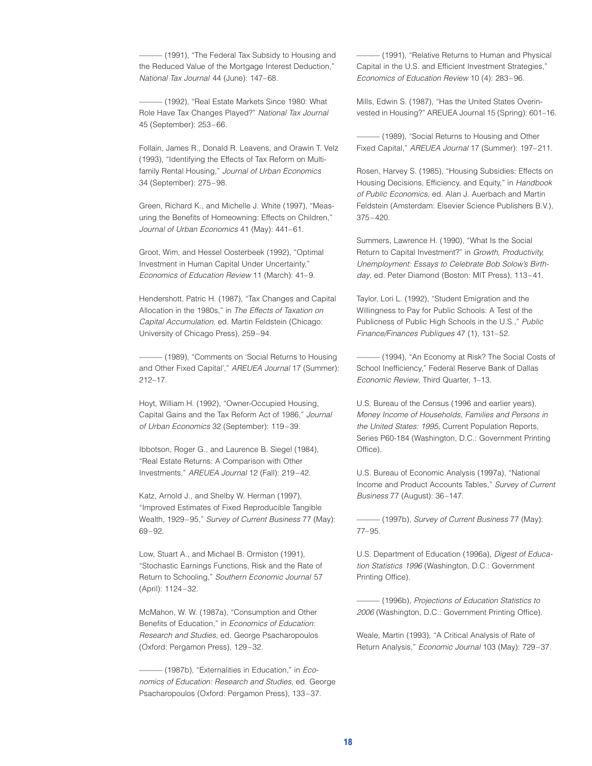——— (1991), "The Federal Tax Subsidy to Housing and the Reduced Value of the Mortgage Interest Deduction," *National Tax Journal* 44 (June): 147–68.

——— (1992), "Real Estate Markets Since 1980: What Role Have Tax Changes Played?" *National Tax Journal* 45 (September): 253–66.

Follain, James R., Donald R. Leavens, and Orawin T. Velz (1993), "Identifying the Effects of Tax Reform on Multifamily Rental Housing," *Journal of Urban Economics* 34 (September): 275–98.

Green, Richard K., and Michelle J. White (1997), "Measuring the Benefits of Homeowning: Effects on Children," *Journal of Urban Economics* 41 (May): 441–61.

Groot, Wim, and Hessel Oosterbeek (1992), "Optimal Investment in Human Capital Under Uncertainty," *Economics of Education Review* 11 (March): 41–9.

Hendershott, Patric H. (1987), "Tax Changes and Capital Allocation in the 1980s," in *The Effects of Taxation on Capital Accumulation*, ed. Martin Feldstein (Chicago: University of Chicago Press), 259–94.

——— (1989), "Comments on 'Social Returns to Housing and Other Fixed Capital'," *AREUEA Journal* 17 (Summer): 212–17.

Hoyt, William H. (1992), "Owner-Occupied Housing, Capital Gains and the Tax Reform Act of 1986," *Journal of Urban Economics* 32 (September): 119–39.

Ibbotson, Roger G., and Laurence B. Siegel (1984), "Real Estate Returns: A Comparison with Other Investments," *AREUEA Journal* 12 (Fall): 219–42.

Katz, Arnold J., and Shelby W. Herman (1997), "Improved Estimates of Fixed Reproducible Tangible Wealth, 1929–95," *Survey of Current Business* 77 (May): 69–92.

Low, Stuart A., and Michael B. Ormiston (1991), "Stochastic Earnings Functions, Risk and the Rate of Return to Schooling," *Southern Economic Journal* 57 (April): 1124–32.

McMahon, W. W. (1987a), "Consumption and Other Benefits of Education," in *Economics of Education: Research and Studies*, ed. George Psacharopoulos (Oxford: Pergamon Press), 129–32.

——— (1987b), "Externalities in Education," in *Economics of Education: Research and Studies*, ed. George Psacharopoulos (Oxford: Pergamon Press), 133–37.

——— (1991), "Relative Returns to Human and Physical Capital in the U.S. and Efficient Investment Strategies," *Economics of Education Review* 10 (4): 283–96.

Mills, Edwin S. (1987), "Has the United States Overinvested in Housing?" AREUEA Journal 15 (Spring): 601–16.

——— (1989), "Social Returns to Housing and Other Fixed Capital," *AREUEA Journal* 17 (Summer): 197–211.

Rosen, Harvey S. (1985), "Housing Subsidies: Effects on Housing Decisions, Efficiency, and Equity," in *Handbook of Public Economics*, ed. Alan J. Auerbach and Martin Feldstein (Amsterdam: Elsevier Science Publishers B.V.), 375–420.

Summers, Lawrence H. (1990), "What Is the Social Return to Capital Investment?" in *Growth, Productivity, Unemployment: Essays to Celebrate Bob Solow's Birthday*, ed. Peter Diamond (Boston: MIT Press), 113–41.

Taylor, Lori L. (1992), "Student Emigration and the Willingness to Pay for Public Schools: A Test of the Publicness of Public High Schools in the U.S.," *Public Finance/Finances Publiques* 47 (1), 131–52.

——— (1994), "An Economy at Risk? The Social Costs of School Inefficiency," Federal Reserve Bank of Dallas *Economic Review*, Third Quarter, 1–13.

U.S. Bureau of the Census (1996 and earlier years), *Money Income of Households, Families and Persons in the United States: 1995*, Current Population Reports, Series P60-184 (Washington, D.C.: Government Printing Office).

U.S. Bureau of Economic Analysis (1997a), "National Income and Product Accounts Tables," *Survey of Current Business* 77 (August): 36–147.

——— (1997b), *Survey of Current Business* 77 (May): 77–95.

U.S. Department of Education (1996a), *Digest of Education Statistics 1996* (Washington, D.C.: Government Printing Office).

——— (1996b), *Projections of Education Statistics to 2006* (Washington, D.C.: Government Printing Office).

Weale, Martin (1993), "A Critical Analysis of Rate of Return Analysis," *Economic Journal* 103 (May): 729–37.